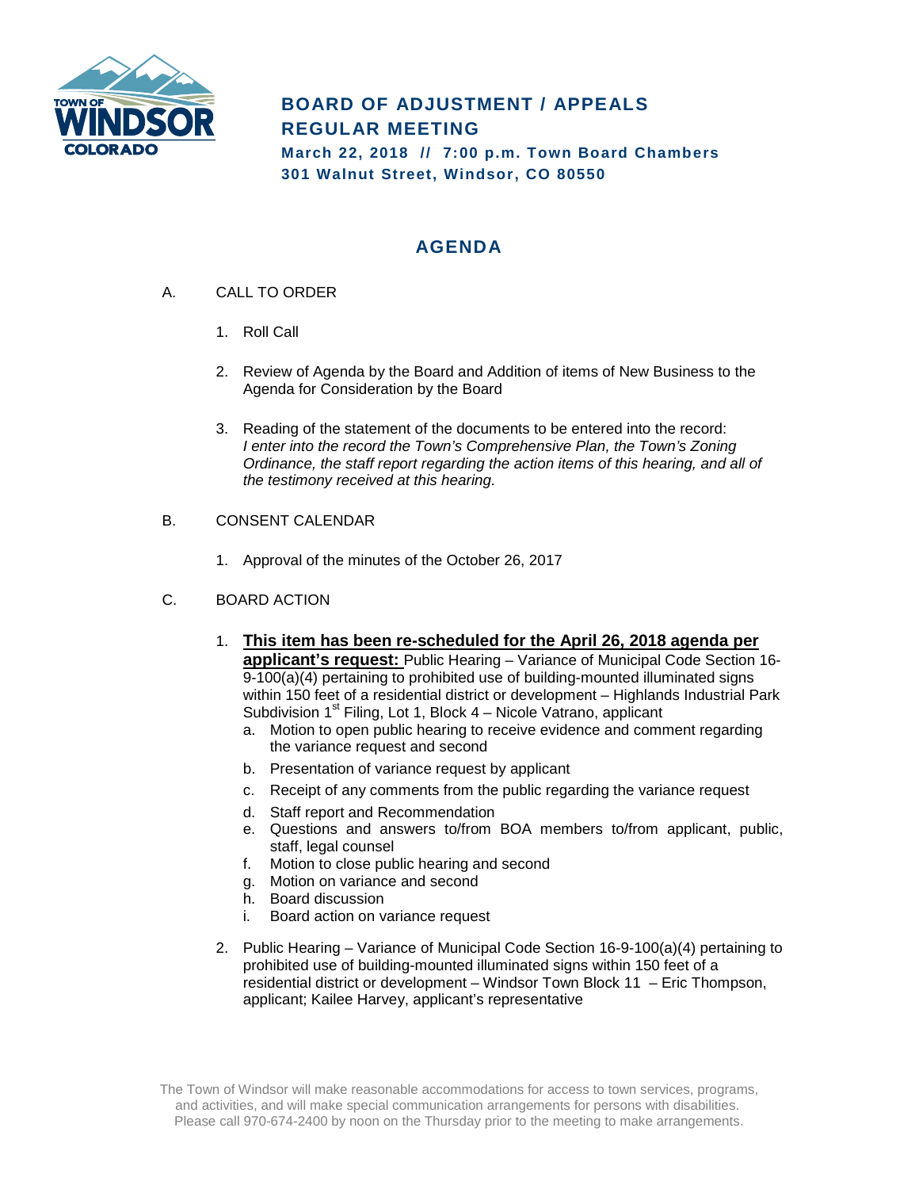# BOARD OF ADJUSTMENT / APPEALS REGULAR MEETING

**March 22, 2018 // 7:00 p.m. Town Board Chambers**
**301 Walnut Street, Windsor, CO 80550**

## AGENDA

A. CALL TO ORDER

1. Roll Call
2. Review of Agenda by the Board and Addition of items of New Business to the Agenda for Consideration by the Board
3. Reading of the statement of the documents to be entered into the record: *I enter into the record the Town's Comprehensive Plan, the Town's Zoning Ordinance, the staff report regarding the action items of this hearing, and all of the testimony received at this hearing.*

B. CONSENT CALENDAR

1. Approval of the minutes of the October 26, 2017

C. BOARD ACTION

1. **This item has been re-scheduled for the April 26, 2018 agenda per applicant's request:** Public Hearing – Variance of Municipal Code Section 16-9-100(a)(4) pertaining to prohibited use of building-mounted illuminated signs within 150 feet of a residential district or development – Highlands Industrial Park Subdivision 1st Filing, Lot 1, Block 4 – Nicole Vatrano, applicant
   a. Motion to open public hearing to receive evidence and comment regarding the variance request and second
   b. Presentation of variance request by applicant
   c. Receipt of any comments from the public regarding the variance request
   d. Staff report and Recommendation
   e. Questions and answers to/from BOA members to/from applicant, public, staff, legal counsel
   f. Motion to close public hearing and second
   g. Motion on variance and second
   h. Board discussion
   i. Board action on variance request

2. Public Hearing – Variance of Municipal Code Section 16-9-100(a)(4) pertaining to prohibited use of building-mounted illuminated signs within 150 feet of a residential district or development – Windsor Town Block 11 – Eric Thompson, applicant; Kailee Harvey, applicant's representative

The Town of Windsor will make reasonable accommodations for access to town services, programs, and activities, and will make special communication arrangements for persons with disabilities. Please call 970-674-2400 by noon on the Thursday prior to the meeting to make arrangements.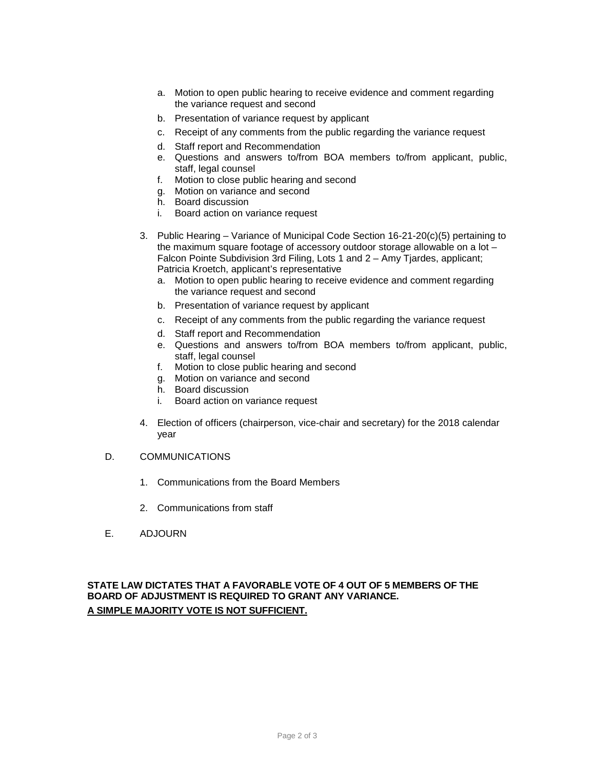a. Motion to open public hearing to receive evidence and comment regarding the variance request and second
   b. Presentation of variance request by applicant
   c. Receipt of any comments from the public regarding the variance request
   d. Staff report and Recommendation
   e. Questions and answers to/from BOA members to/from applicant, public, staff, legal counsel
   f. Motion to close public hearing and second
   g. Motion on variance and second
   h. Board discussion
   i. Board action on variance request

3. Public Hearing – Variance of Municipal Code Section 16-21-20(c)(5) pertaining to the maximum square footage of accessory outdoor storage allowable on a lot – Falcon Pointe Subdivision 3rd Filing, Lots 1 and 2 – Amy Tjardes, applicant; Patricia Kroetch, applicant's representative
   a. Motion to open public hearing to receive evidence and comment regarding the variance request and second
   b. Presentation of variance request by applicant
   c. Receipt of any comments from the public regarding the variance request
   d. Staff report and Recommendation
   e. Questions and answers to/from BOA members to/from applicant, public, staff, legal counsel
   f. Motion to close public hearing and second
   g. Motion on variance and second
   h. Board discussion
   i. Board action on variance request

4. Election of officers (chairperson, vice-chair and secretary) for the 2018 calendar year

D. COMMUNICATIONS

   1. Communications from the Board Members

   2. Communications from staff

E. ADJOURN

**STATE LAW DICTATES THAT A FAVORABLE VOTE OF 4 OUT OF 5 MEMBERS OF THE BOARD OF ADJUSTMENT IS REQUIRED TO GRANT ANY VARIANCE.**
**<u>A SIMPLE MAJORITY VOTE IS NOT SUFFICIENT.</u>**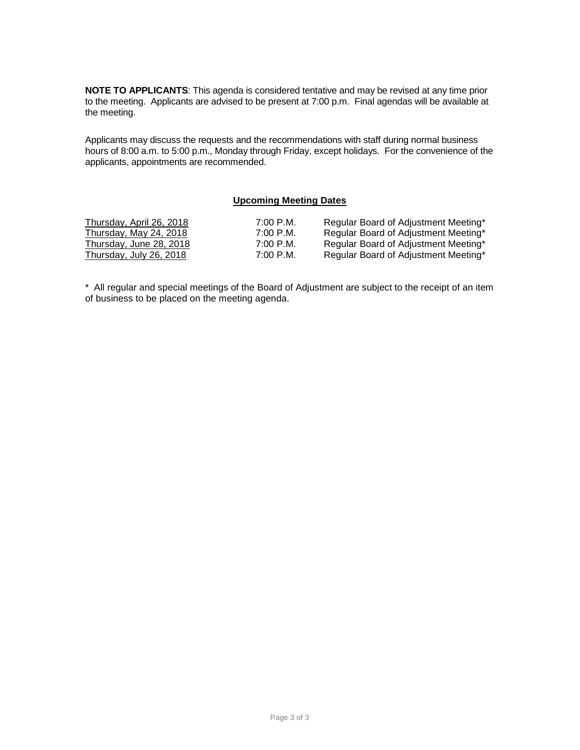**NOTE TO APPLICANTS**: This agenda is considered tentative and may be revised at any time prior to the meeting. Applicants are advised to be present at 7:00 p.m. Final agendas will be available at the meeting.

Applicants may discuss the requests and the recommendations with staff during normal business hours of 8:00 a.m. to 5:00 p.m., Monday through Friday, except holidays. For the convenience of the applicants, appointments are recommended.

## Upcoming Meeting Dates

| | | |
|---|---|---|
| Thursday, April 26, 2018 | 7:00 P.M. | Regular Board of Adjustment Meeting* |
| Thursday, May 24, 2018 | 7:00 P.M. | Regular Board of Adjustment Meeting* |
| Thursday, June 28, 2018 | 7:00 P.M. | Regular Board of Adjustment Meeting* |
| Thursday, July 26, 2018 | 7:00 P.M. | Regular Board of Adjustment Meeting* |

* All regular and special meetings of the Board of Adjustment are subject to the receipt of an item of business to be placed on the meeting agenda.